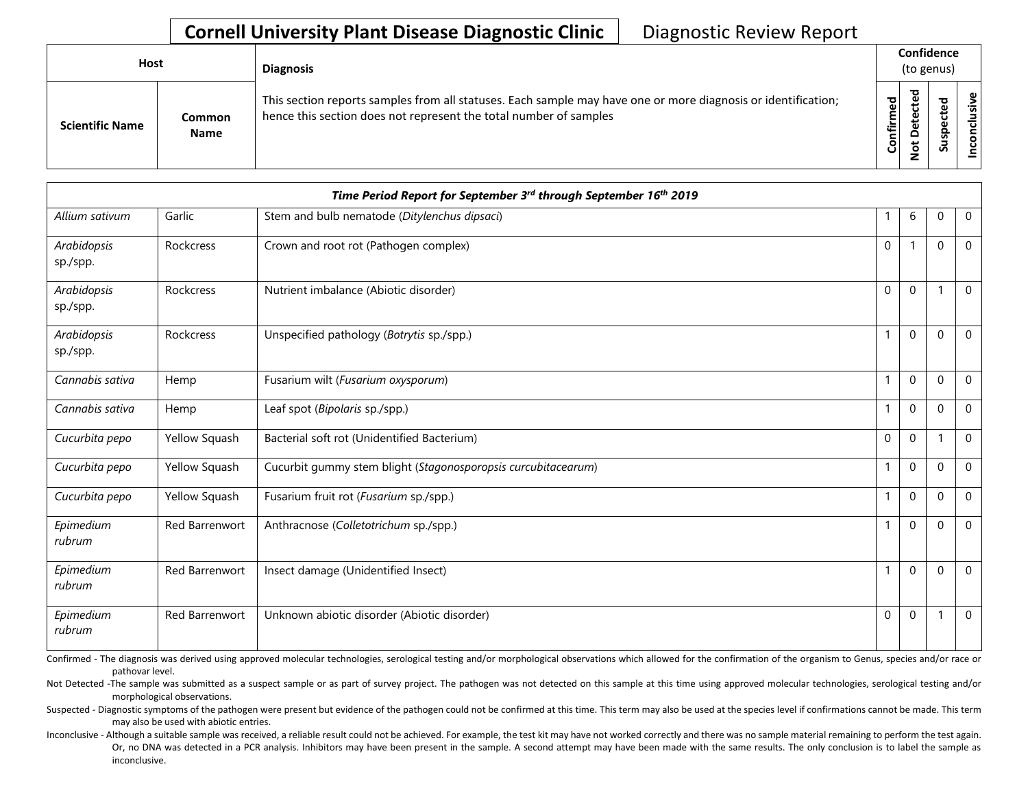# Cornell University Plant Disease Diagnostic Clinic

Diagnostic Review Report

| Host | | Diagnosis | Confidence (to genus) | | | |
|---|---|---|---|---|---|---|
| Scientific Name | Common Name | This section reports samples from all statuses. Each sample may have one or more diagnosis or identification; hence this section does not represent the total number of samples | Confirmed | Not Detected | Suspected | Inconclusive |
| ***Time Period Report for September 3rd through September 16th 2019*** | | | | | | |
| *Allium sativum* | Garlic | Stem and bulb nematode (*Ditylenchus dipsaci*) | 1 | 6 | 0 | 0 |
| *Arabidopsis* sp./spp. | Rockcress | Crown and root rot (Pathogen complex) | 0 | 1 | 0 | 0 |
| *Arabidopsis* sp./spp. | Rockcress | Nutrient imbalance (Abiotic disorder) | 0 | 0 | 1 | 0 |
| *Arabidopsis* sp./spp. | Rockcress | Unspecified pathology (*Botrytis* sp./spp.) | 1 | 0 | 0 | 0 |
| *Cannabis sativa* | Hemp | Fusarium wilt (*Fusarium oxysporum*) | 1 | 0 | 0 | 0 |
| *Cannabis sativa* | Hemp | Leaf spot (*Bipolaris* sp./spp.) | 1 | 0 | 0 | 0 |
| *Cucurbita pepo* | Yellow Squash | Bacterial soft rot (Unidentified Bacterium) | 0 | 0 | 1 | 0 |
| *Cucurbita pepo* | Yellow Squash | Cucurbit gummy stem blight (*Stagonosporopsis curcubitacearum*) | 1 | 0 | 0 | 0 |
| *Cucurbita pepo* | Yellow Squash | Fusarium fruit rot (*Fusarium* sp./spp.) | 1 | 0 | 0 | 0 |
| *Epimedium rubrum* | Red Barrenwort | Anthracnose (*Colletotrichum* sp./spp.) | 1 | 0 | 0 | 0 |
| *Epimedium rubrum* | Red Barrenwort | Insect damage (Unidentified Insect) | 1 | 0 | 0 | 0 |
| *Epimedium rubrum* | Red Barrenwort | Unknown abiotic disorder (Abiotic disorder) | 0 | 0 | 1 | 0 |

Confirmed - The diagnosis was derived using approved molecular technologies, serological testing and/or morphological observations which allowed for the confirmation of the organism to Genus, species and/or race or pathovar level.

Not Detected -The sample was submitted as a suspect sample or as part of survey project. The pathogen was not detected on this sample at this time using approved molecular technologies, serological testing and/or morphological observations.

Suspected - Diagnostic symptoms of the pathogen were present but evidence of the pathogen could not be confirmed at this time. This term may also be used at the species level if confirmations cannot be made. This term may also be used with abiotic entries.

Inconclusive - Although a suitable sample was received, a reliable result could not be achieved. For example, the test kit may have not worked correctly and there was no sample material remaining to perform the test again. Or, no DNA was detected in a PCR analysis. Inhibitors may have been present in the sample. A second attempt may have been made with the same results. The only conclusion is to label the sample as inconclusive.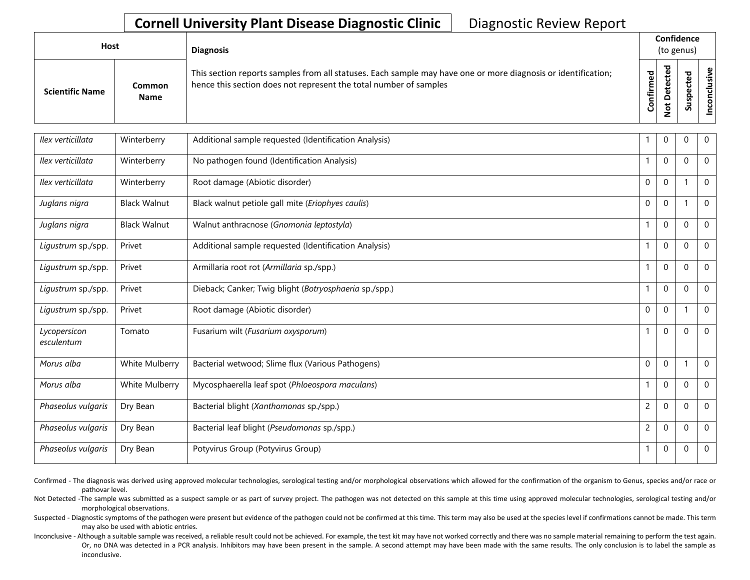# Cornell University Plant Disease Diagnostic Clinic

Diagnostic Review Report

| Host | | Diagnosis | Confidence (to genus) | | | |
|---|---|---|---|---|---|---|
| Scientific Name | Common Name | This section reports samples from all statuses. Each sample may have one or more diagnosis or identification; hence this section does not represent the total number of samples | Confirmed | Not Detected | Suspected | Inconclusive |
| *Ilex verticillata* | Winterberry | Additional sample requested (Identification Analysis) | 1 | 0 | 0 | 0 |
| *Ilex verticillata* | Winterberry | No pathogen found (Identification Analysis) | 1 | 0 | 0 | 0 |
| *Ilex verticillata* | Winterberry | Root damage (Abiotic disorder) | 0 | 0 | 1 | 0 |
| *Juglans nigra* | Black Walnut | Black walnut petiole gall mite (*Eriophyes caulis*) | 0 | 0 | 1 | 0 |
| *Juglans nigra* | Black Walnut | Walnut anthracnose (*Gnomonia leptostyla*) | 1 | 0 | 0 | 0 |
| *Ligustrum* sp./spp. | Privet | Additional sample requested (Identification Analysis) | 1 | 0 | 0 | 0 |
| *Ligustrum* sp./spp. | Privet | Armillaria root rot (*Armillaria* sp./spp.) | 1 | 0 | 0 | 0 |
| *Ligustrum* sp./spp. | Privet | Dieback; Canker; Twig blight (*Botryosphaeria* sp./spp.) | 1 | 0 | 0 | 0 |
| *Ligustrum* sp./spp. | Privet | Root damage (Abiotic disorder) | 0 | 0 | 1 | 0 |
| *Lycopersicon esculentum* | Tomato | Fusarium wilt (*Fusarium oxysporum*) | 1 | 0 | 0 | 0 |
| *Morus alba* | White Mulberry | Bacterial wetwood; Slime flux (Various Pathogens) | 0 | 0 | 1 | 0 |
| *Morus alba* | White Mulberry | Mycosphaerella leaf spot (*Phloeospora maculans*) | 1 | 0 | 0 | 0 |
| *Phaseolus vulgaris* | Dry Bean | Bacterial blight (*Xanthomonas* sp./spp.) | 2 | 0 | 0 | 0 |
| *Phaseolus vulgaris* | Dry Bean | Bacterial leaf blight (*Pseudomonas* sp./spp.) | 2 | 0 | 0 | 0 |
| *Phaseolus vulgaris* | Dry Bean | Potyvirus Group (Potyvirus Group) | 1 | 0 | 0 | 0 |

Confirmed - The diagnosis was derived using approved molecular technologies, serological testing and/or morphological observations which allowed for the confirmation of the organism to Genus, species and/or race or pathovar level.

Not Detected -The sample was submitted as a suspect sample or as part of survey project. The pathogen was not detected on this sample at this time using approved molecular technologies, serological testing and/or morphological observations.

Suspected - Diagnostic symptoms of the pathogen were present but evidence of the pathogen could not be confirmed at this time. This term may also be used at the species level if confirmations cannot be made. This term may also be used with abiotic entries.

Inconclusive - Although a suitable sample was received, a reliable result could not be achieved. For example, the test kit may have not worked correctly and there was no sample material remaining to perform the test again. Or, no DNA was detected in a PCR analysis. Inhibitors may have been present in the sample. A second attempt may have been made with the same results. The only conclusion is to label the sample as inconclusive.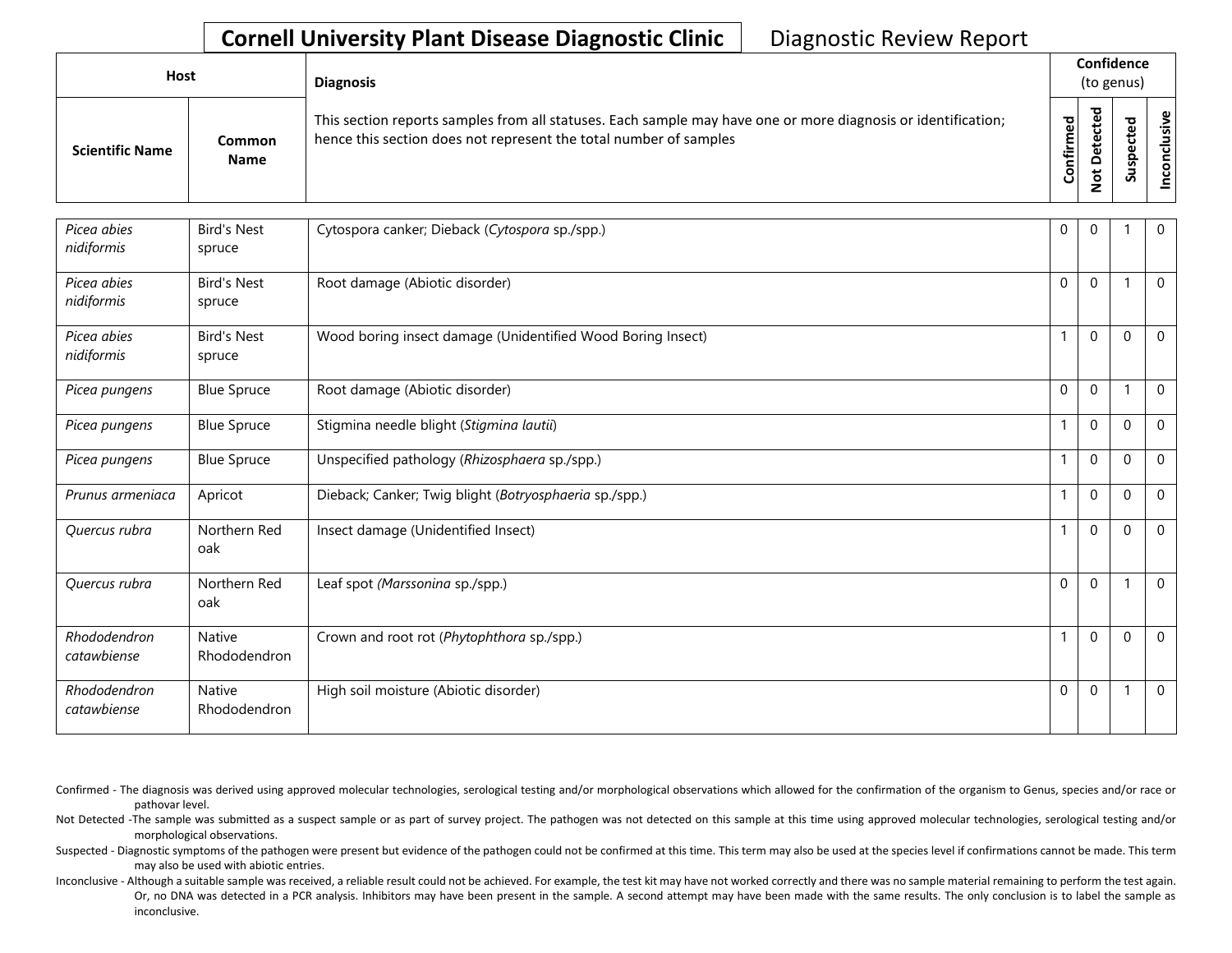**Cornell University Plant Disease Diagnostic Clinic** Diagnostic Review Report

| Host | | Diagnosis | Confidence (to genus) | | | |
|---|---|---|---|---|---|---|
| **Scientific Name** | **Common Name** | This section reports samples from all statuses. Each sample may have one or more diagnosis or identification; hence this section does not represent the total number of samples | **Confirmed** | **Not Detected** | **Suspected** | **Inconclusive** |
| *Picea abies nidiformis* | Bird's Nest spruce | Cytospora canker; Dieback (*Cytospora* sp./spp.) | 0 | 0 | 1 | 0 |
| *Picea abies nidiformis* | Bird's Nest spruce | Root damage (Abiotic disorder) | 0 | 0 | 1 | 0 |
| *Picea abies nidiformis* | Bird's Nest spruce | Wood boring insect damage (Unidentified Wood Boring Insect) | 1 | 0 | 0 | 0 |
| *Picea pungens* | Blue Spruce | Root damage (Abiotic disorder) | 0 | 0 | 1 | 0 |
| *Picea pungens* | Blue Spruce | Stigmina needle blight (*Stigmina lautii*) | 1 | 0 | 0 | 0 |
| *Picea pungens* | Blue Spruce | Unspecified pathology (*Rhizosphaera* sp./spp.) | 1 | 0 | 0 | 0 |
| *Prunus armeniaca* | Apricot | Dieback; Canker; Twig blight (*Botryosphaeria* sp./spp.) | 1 | 0 | 0 | 0 |
| *Quercus rubra* | Northern Red oak | Insect damage (Unidentified Insect) | 1 | 0 | 0 | 0 |
| *Quercus rubra* | Northern Red oak | Leaf spot (*Marssonina* sp./spp.) | 0 | 0 | 1 | 0 |
| *Rhododendron catawbiense* | Native Rhododendron | Crown and root rot (*Phytophthora* sp./spp.) | 1 | 0 | 0 | 0 |
| *Rhododendron catawbiense* | Native Rhododendron | High soil moisture (Abiotic disorder) | 0 | 0 | 1 | 0 |

Confirmed - The diagnosis was derived using approved molecular technologies, serological testing and/or morphological observations which allowed for the confirmation of the organism to Genus, species and/or race or pathovar level.

Not Detected -The sample was submitted as a suspect sample or as part of survey project. The pathogen was not detected on this sample at this time using approved molecular technologies, serological testing and/or morphological observations.

Suspected - Diagnostic symptoms of the pathogen were present but evidence of the pathogen could not be confirmed at this time. This term may also be used at the species level if confirmations cannot be made. This term may also be used with abiotic entries.

Inconclusive - Although a suitable sample was received, a reliable result could not be achieved. For example, the test kit may have not worked correctly and there was no sample material remaining to perform the test again. Or, no DNA was detected in a PCR analysis. Inhibitors may have been present in the sample. A second attempt may have been made with the same results. The only conclusion is to label the sample as inconclusive.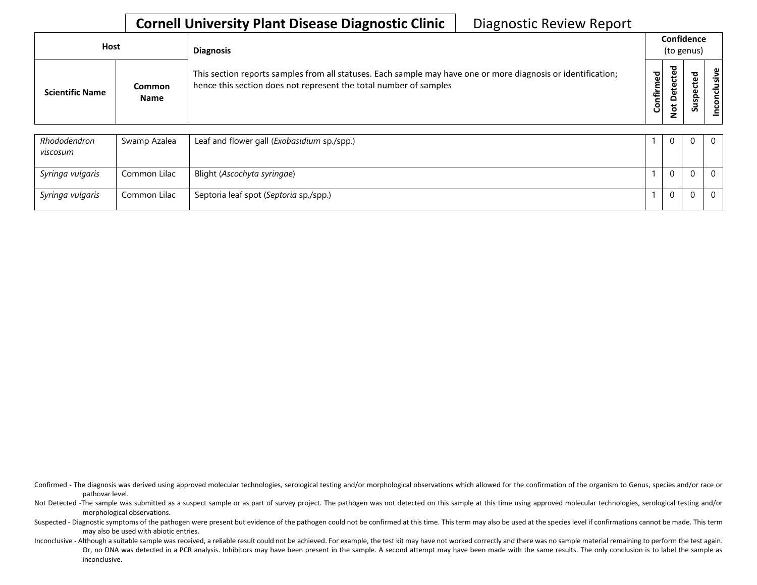**Cornell University Plant Disease Diagnostic Clinic** Diagnostic Review Report

| Host | | Diagnosis | Confidence (to genus) | | | |
|---|---|---|---|---|---|---|
| **Scientific Name** | **Common Name** | This section reports samples from all statuses. Each sample may have one or more diagnosis or identification; hence this section does not represent the total number of samples | **Confirmed** | **Not Detected** | **Suspected** | **Inconclusive** |
| *Rhododendron viscosum* | Swamp Azalea | Leaf and flower gall (*Exobasidium* sp./spp.) | 1 | 0 | 0 | 0 |
| *Syringa vulgaris* | Common Lilac | Blight (*Ascochyta syringae*) | 1 | 0 | 0 | 0 |
| *Syringa vulgaris* | Common Lilac | Septoria leaf spot (*Septoria* sp./spp.) | 1 | 0 | 0 | 0 |

Confirmed - The diagnosis was derived using approved molecular technologies, serological testing and/or morphological observations which allowed for the confirmation of the organism to Genus, species and/or race or pathovar level.

Not Detected -The sample was submitted as a suspect sample or as part of survey project. The pathogen was not detected on this sample at this time using approved molecular technologies, serological testing and/or morphological observations.

Suspected - Diagnostic symptoms of the pathogen were present but evidence of the pathogen could not be confirmed at this time. This term may also be used at the species level if confirmations cannot be made. This term may also be used with abiotic entries.

Inconclusive - Although a suitable sample was received, a reliable result could not be achieved. For example, the test kit may have not worked correctly and there was no sample material remaining to perform the test again. Or, no DNA was detected in a PCR analysis. Inhibitors may have been present in the sample. A second attempt may have been made with the same results. The only conclusion is to label the sample as inconclusive.